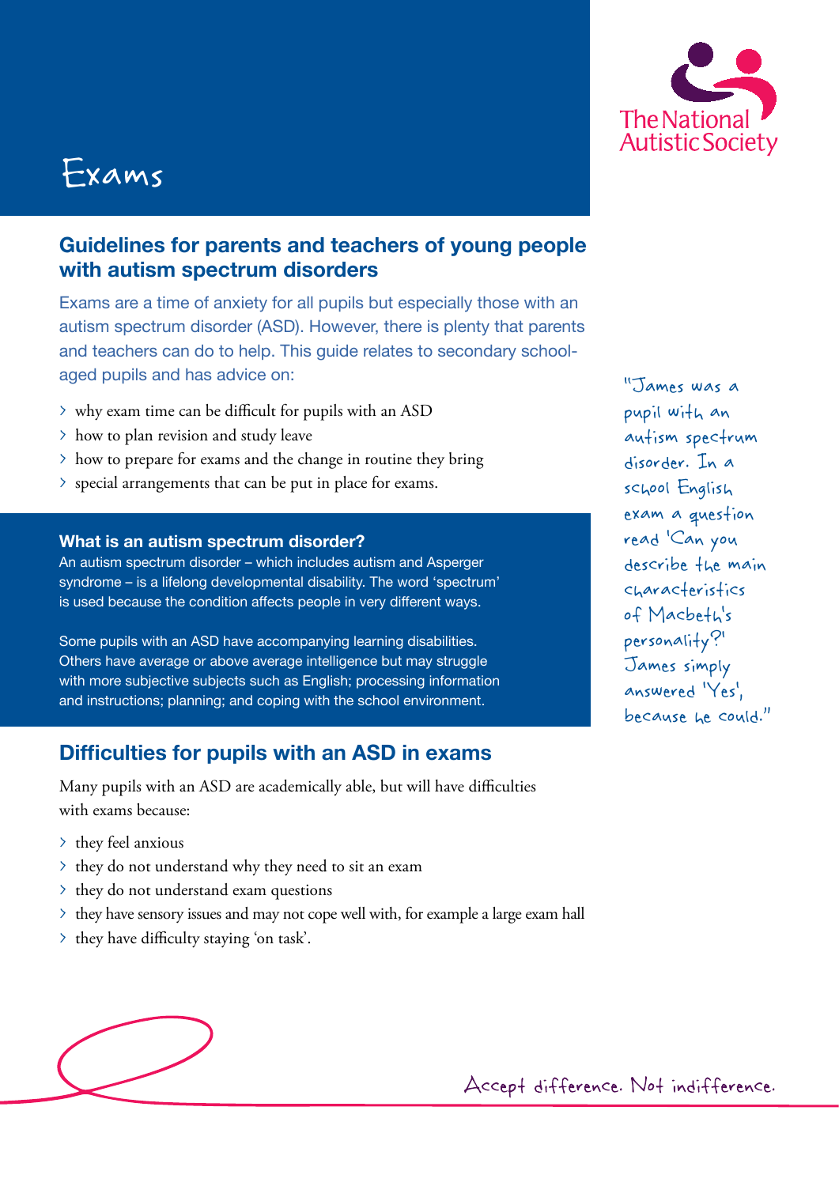# Exams

The National Autistic Society

## Guidelines for parents and teachers of young people with autism spectrum disorders

Exams are a time of anxiety for all pupils but especially those with an autism spectrum disorder (ASD). However, there is plenty that parents and teachers can do to help. This guide relates to secondary school-aged pupils and has advice on:

- why exam time can be difficult for pupils with an ASD
- how to plan revision and study leave
- how to prepare for exams and the change in routine they bring
- special arrangements that can be put in place for exams.

"James was a pupil with an autism spectrum disorder. In a school English exam a question read 'Can you describe the main characteristics of Macbeth's personality?' James simply answered 'Yes', because he could."

### What is an autism spectrum disorder?

An autism spectrum disorder – which includes autism and Asperger syndrome – is a lifelong developmental disability. The word 'spectrum' is used because the condition affects people in very different ways.

Some pupils with an ASD have accompanying learning disabilities. Others have average or above average intelligence but may struggle with more subjective subjects such as English; processing information and instructions; planning; and coping with the school environment.

## Difficulties for pupils with an ASD in exams

Many pupils with an ASD are academically able, but will have difficulties with exams because:

- they feel anxious
- they do not understand why they need to sit an exam
- they do not understand exam questions
- they have sensory issues and may not cope well with, for example a large exam hall
- they have difficulty staying 'on task'.

Accept difference. Not indifference.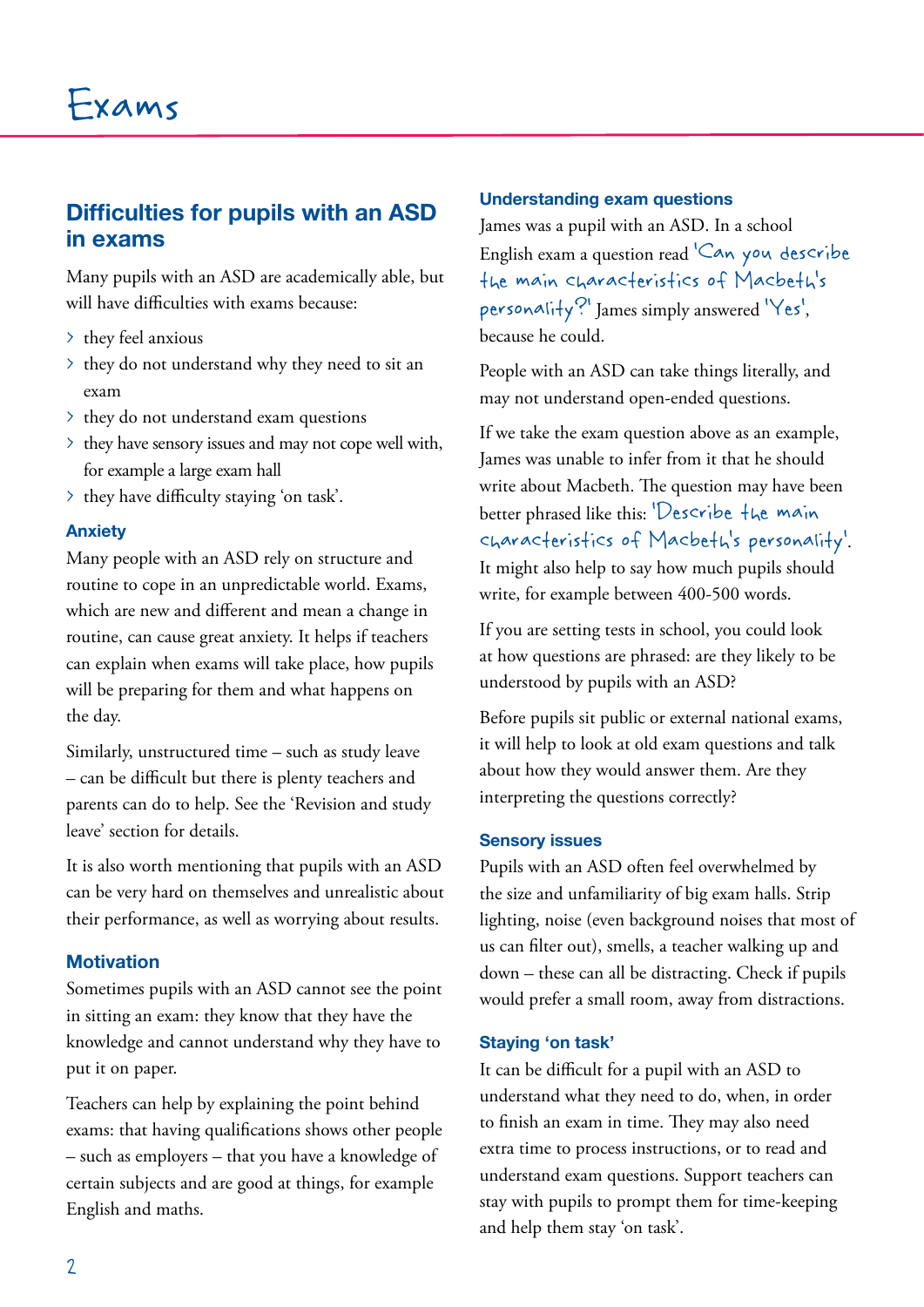# Exams

## Difficulties for pupils with an ASD in exams

Many pupils with an ASD are academically able, but will have difficulties with exams because:

- they feel anxious
- they do not understand why they need to sit an exam
- they do not understand exam questions
- they have sensory issues and may not cope well with, for example a large exam hall
- they have difficulty staying 'on task'.

### Anxiety

Many people with an ASD rely on structure and routine to cope in an unpredictable world. Exams, which are new and different and mean a change in routine, can cause great anxiety. It helps if teachers can explain when exams will take place, how pupils will be preparing for them and what happens on the day.

Similarly, unstructured time – such as study leave – can be difficult but there is plenty teachers and parents can do to help. See the 'Revision and study leave' section for details.

It is also worth mentioning that pupils with an ASD can be very hard on themselves and unrealistic about their performance, as well as worrying about results.

### Motivation

Sometimes pupils with an ASD cannot see the point in sitting an exam: they know that they have the knowledge and cannot understand why they have to put it on paper.

Teachers can help by explaining the point behind exams: that having qualifications shows other people – such as employers – that you have a knowledge of certain subjects and are good at things, for example English and maths.

### Understanding exam questions

James was a pupil with an ASD. In a school English exam a question read 'Can you describe the main characteristics of Macbeth's personality?' James simply answered 'Yes', because he could.

People with an ASD can take things literally, and may not understand open-ended questions.

If we take the exam question above as an example, James was unable to infer from it that he should write about Macbeth. The question may have been better phrased like this: 'Describe the main characteristics of Macbeth's personality'. It might also help to say how much pupils should write, for example between 400-500 words.

If you are setting tests in school, you could look at how questions are phrased: are they likely to be understood by pupils with an ASD?

Before pupils sit public or external national exams, it will help to look at old exam questions and talk about how they would answer them. Are they interpreting the questions correctly?

### Sensory issues

Pupils with an ASD often feel overwhelmed by the size and unfamiliarity of big exam halls. Strip lighting, noise (even background noises that most of us can filter out), smells, a teacher walking up and down – these can all be distracting. Check if pupils would prefer a small room, away from distractions.

### Staying 'on task'

It can be difficult for a pupil with an ASD to understand what they need to do, when, in order to finish an exam in time. They may also need extra time to process instructions, or to read and understand exam questions. Support teachers can stay with pupils to prompt them for time-keeping and help them stay 'on task'.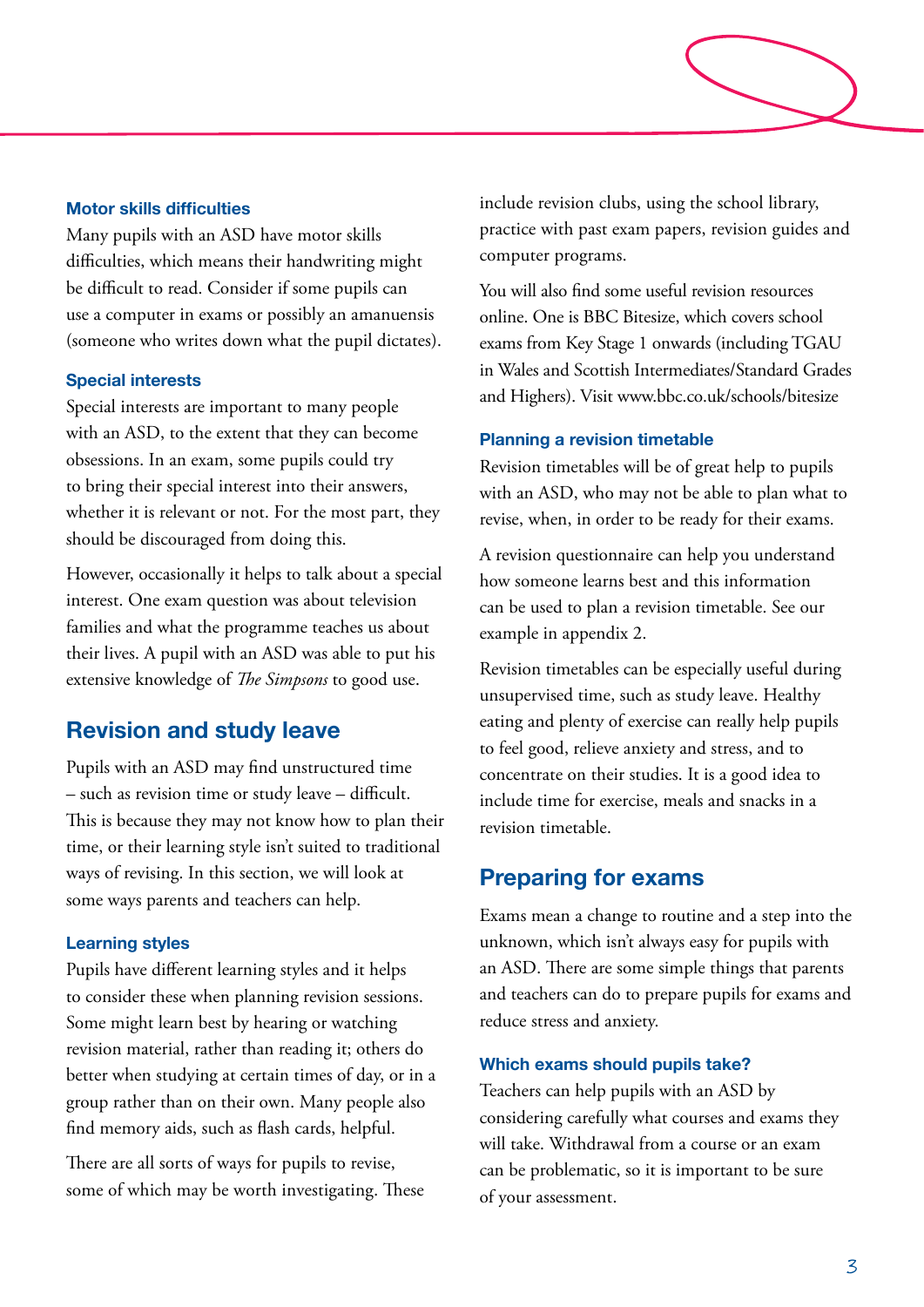### Motor skills difficulties

Many pupils with an ASD have motor skills difficulties, which means their handwriting might be difficult to read. Consider if some pupils can use a computer in exams or possibly an amanuensis (someone who writes down what the pupil dictates).

### Special interests

Special interests are important to many people with an ASD, to the extent that they can become obsessions. In an exam, some pupils could try to bring their special interest into their answers, whether it is relevant or not. For the most part, they should be discouraged from doing this.

However, occasionally it helps to talk about a special interest. One exam question was about television families and what the programme teaches us about their lives. A pupil with an ASD was able to put his extensive knowledge of *The Simpsons* to good use.

## Revision and study leave

Pupils with an ASD may find unstructured time – such as revision time or study leave – difficult. This is because they may not know how to plan their time, or their learning style isn't suited to traditional ways of revising. In this section, we will look at some ways parents and teachers can help.

### Learning styles

Pupils have different learning styles and it helps to consider these when planning revision sessions. Some might learn best by hearing or watching revision material, rather than reading it; others do better when studying at certain times of day, or in a group rather than on their own. Many people also find memory aids, such as flash cards, helpful.

There are all sorts of ways for pupils to revise, some of which may be worth investigating. These include revision clubs, using the school library, practice with past exam papers, revision guides and computer programs.

You will also find some useful revision resources online. One is BBC Bitesize, which covers school exams from Key Stage 1 onwards (including TGAU in Wales and Scottish Intermediates/Standard Grades and Highers). Visit www.bbc.co.uk/schools/bitesize

### Planning a revision timetable

Revision timetables will be of great help to pupils with an ASD, who may not be able to plan what to revise, when, in order to be ready for their exams.

A revision questionnaire can help you understand how someone learns best and this information can be used to plan a revision timetable. See our example in appendix 2.

Revision timetables can be especially useful during unsupervised time, such as study leave. Healthy eating and plenty of exercise can really help pupils to feel good, relieve anxiety and stress, and to concentrate on their studies. It is a good idea to include time for exercise, meals and snacks in a revision timetable.

## Preparing for exams

Exams mean a change to routine and a step into the unknown, which isn't always easy for pupils with an ASD. There are some simple things that parents and teachers can do to prepare pupils for exams and reduce stress and anxiety.

### Which exams should pupils take?

Teachers can help pupils with an ASD by considering carefully what courses and exams they will take. Withdrawal from a course or an exam can be problematic, so it is important to be sure of your assessment.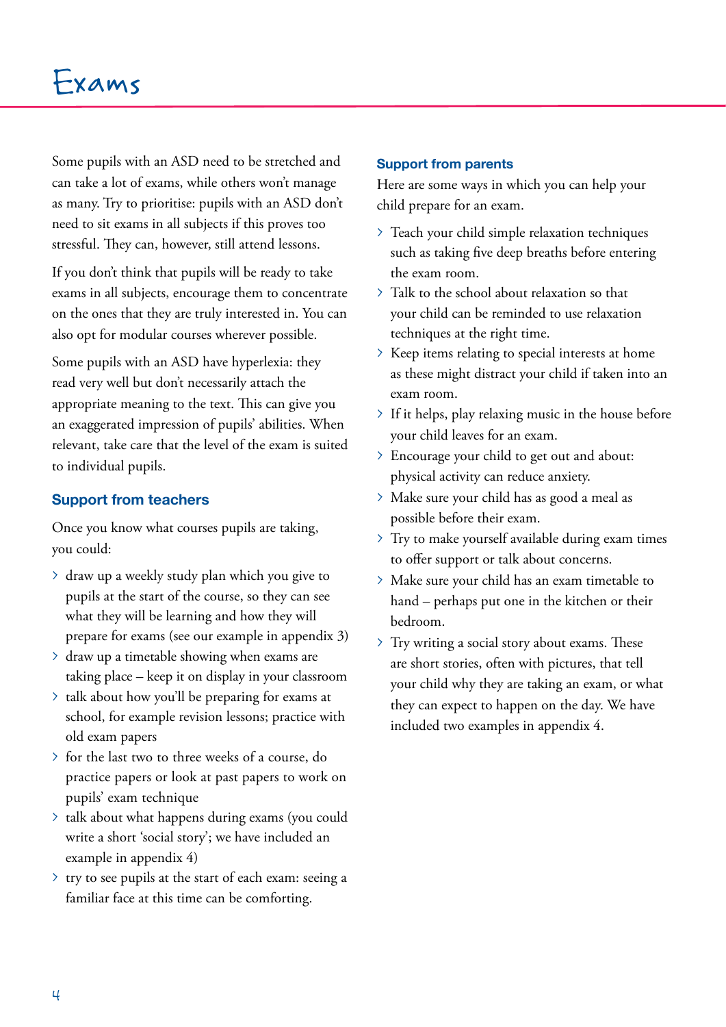# Exams

Some pupils with an ASD need to be stretched and can take a lot of exams, while others won't manage as many. Try to prioritise: pupils with an ASD don't need to sit exams in all subjects if this proves too stressful. They can, however, still attend lessons.

If you don't think that pupils will be ready to take exams in all subjects, encourage them to concentrate on the ones that they are truly interested in. You can also opt for modular courses wherever possible.

Some pupils with an ASD have hyperlexia: they read very well but don't necessarily attach the appropriate meaning to the text. This can give you an exaggerated impression of pupils' abilities. When relevant, take care that the level of the exam is suited to individual pupils.

## Support from teachers

Once you know what courses pupils are taking, you could:

- draw up a weekly study plan which you give to pupils at the start of the course, so they can see what they will be learning and how they will prepare for exams (see our example in appendix 3)
- draw up a timetable showing when exams are taking place – keep it on display in your classroom
- talk about how you'll be preparing for exams at school, for example revision lessons; practice with old exam papers
- for the last two to three weeks of a course, do practice papers or look at past papers to work on pupils' exam technique
- talk about what happens during exams (you could write a short 'social story'; we have included an example in appendix 4)
- try to see pupils at the start of each exam: seeing a familiar face at this time can be comforting.

## Support from parents

Here are some ways in which you can help your child prepare for an exam.

- Teach your child simple relaxation techniques such as taking five deep breaths before entering the exam room.
- Talk to the school about relaxation so that your child can be reminded to use relaxation techniques at the right time.
- Keep items relating to special interests at home as these might distract your child if taken into an exam room.
- If it helps, play relaxing music in the house before your child leaves for an exam.
- Encourage your child to get out and about: physical activity can reduce anxiety.
- Make sure your child has as good a meal as possible before their exam.
- Try to make yourself available during exam times to offer support or talk about concerns.
- Make sure your child has an exam timetable to hand – perhaps put one in the kitchen or their bedroom.
- Try writing a social story about exams. These are short stories, often with pictures, that tell your child why they are taking an exam, or what they can expect to happen on the day. We have included two examples in appendix 4.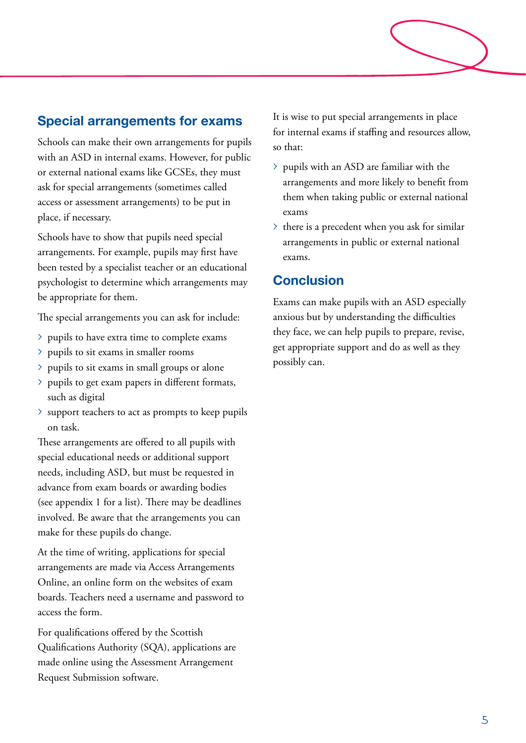## Special arrangements for exams

Schools can make their own arrangements for pupils with an ASD in internal exams. However, for public or external national exams like GCSEs, they must ask for special arrangements (sometimes called access or assessment arrangements) to be put in place, if necessary.

Schools have to show that pupils need special arrangements. For example, pupils may first have been tested by a specialist teacher or an educational psychologist to determine which arrangements may be appropriate for them.

The special arrangements you can ask for include:

- pupils to have extra time to complete exams
- pupils to sit exams in smaller rooms
- pupils to sit exams in small groups or alone
- pupils to get exam papers in different formats, such as digital
- support teachers to act as prompts to keep pupils on task.

These arrangements are offered to all pupils with special educational needs or additional support needs, including ASD, but must be requested in advance from exam boards or awarding bodies (see appendix 1 for a list). There may be deadlines involved. Be aware that the arrangements you can make for these pupils do change.

At the time of writing, applications for special arrangements are made via Access Arrangements Online, an online form on the websites of exam boards. Teachers need a username and password to access the form.

For qualifications offered by the Scottish Qualifications Authority (SQA), applications are made online using the Assessment Arrangement Request Submission software.

It is wise to put special arrangements in place for internal exams if staffing and resources allow, so that:

- pupils with an ASD are familiar with the arrangements and more likely to benefit from them when taking public or external national exams
- there is a precedent when you ask for similar arrangements in public or external national exams.

## Conclusion

Exams can make pupils with an ASD especially anxious but by understanding the difficulties they face, we can help pupils to prepare, revise, get appropriate support and do as well as they possibly can.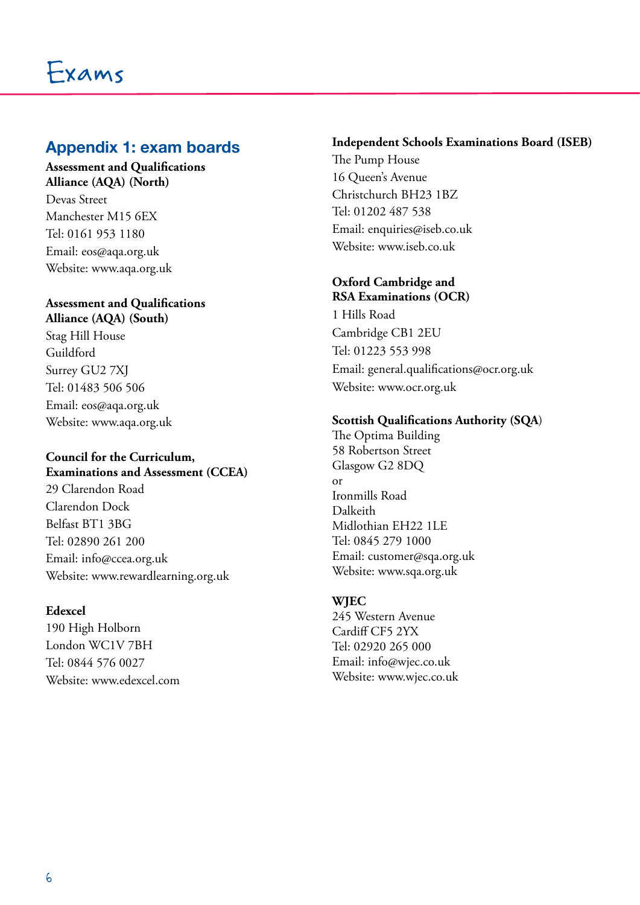## Appendix 1: exam boards

**Assessment and Qualifications Alliance (AQA) (North)**
Devas Street
Manchester M15 6EX
Tel: 0161 953 1180
Email: eos@aqa.org.uk
Website: www.aqa.org.uk

**Assessment and Qualifications Alliance (AQA) (South)**
Stag Hill House
Guildford
Surrey GU2 7XJ
Tel: 01483 506 506
Email: eos@aqa.org.uk
Website: www.aqa.org.uk

**Council for the Curriculum, Examinations and Assessment (CCEA)**
29 Clarendon Road
Clarendon Dock
Belfast BT1 3BG
Tel: 02890 261 200
Email: info@ccea.org.uk
Website: www.rewardlearning.org.uk

**Edexcel**
190 High Holborn
London WC1V 7BH
Tel: 0844 576 0027
Website: www.edexcel.com

**Independent Schools Examinations Board (ISEB)**
The Pump House
16 Queen's Avenue
Christchurch BH23 1BZ
Tel: 01202 487 538
Email: enquiries@iseb.co.uk
Website: www.iseb.co.uk

**Oxford Cambridge and RSA Examinations (OCR)**
1 Hills Road
Cambridge CB1 2EU
Tel: 01223 553 998
Email: general.qualifications@ocr.org.uk
Website: www.ocr.org.uk

**Scottish Qualifications Authority (SQA)**
The Optima Building
58 Robertson Street
Glasgow G2 8DQ
or
Ironmills Road
Dalkeith
Midlothian EH22 1LE
Tel: 0845 279 1000
Email: customer@sqa.org.uk
Website: www.sqa.org.uk

**WJEC**
245 Western Avenue
Cardiff CF5 2YX
Tel: 02920 265 000
Email: info@wjec.co.uk
Website: www.wjec.co.uk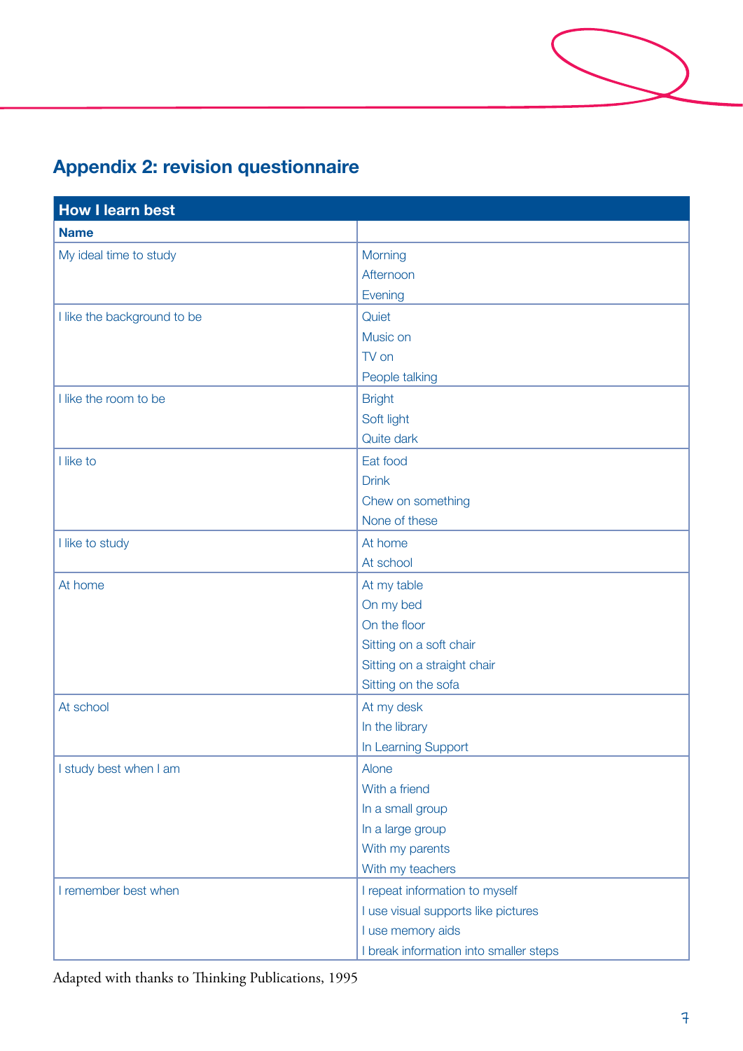## Appendix 2: revision questionnaire

| How I learn best | |
|---|---|
| **Name** | |
| My ideal time to study | Morning<br>Afternoon<br>Evening |
| I like the background to be | Quiet<br>Music on<br>TV on<br>People talking |
| I like the room to be | Bright<br>Soft light<br>Quite dark |
| I like to | Eat food<br>Drink<br>Chew on something<br>None of these |
| I like to study | At home<br>At school |
| At home | At my table<br>On my bed<br>On the floor<br>Sitting on a soft chair<br>Sitting on a straight chair<br>Sitting on the sofa |
| At school | At my desk<br>In the library<br>In Learning Support |
| I study best when I am | Alone<br>With a friend<br>In a small group<br>In a large group<br>With my parents<br>With my teachers |
| I remember best when | I repeat information to myself<br>I use visual supports like pictures<br>I use memory aids<br>I break information into smaller steps |

Adapted with thanks to Thinking Publications, 1995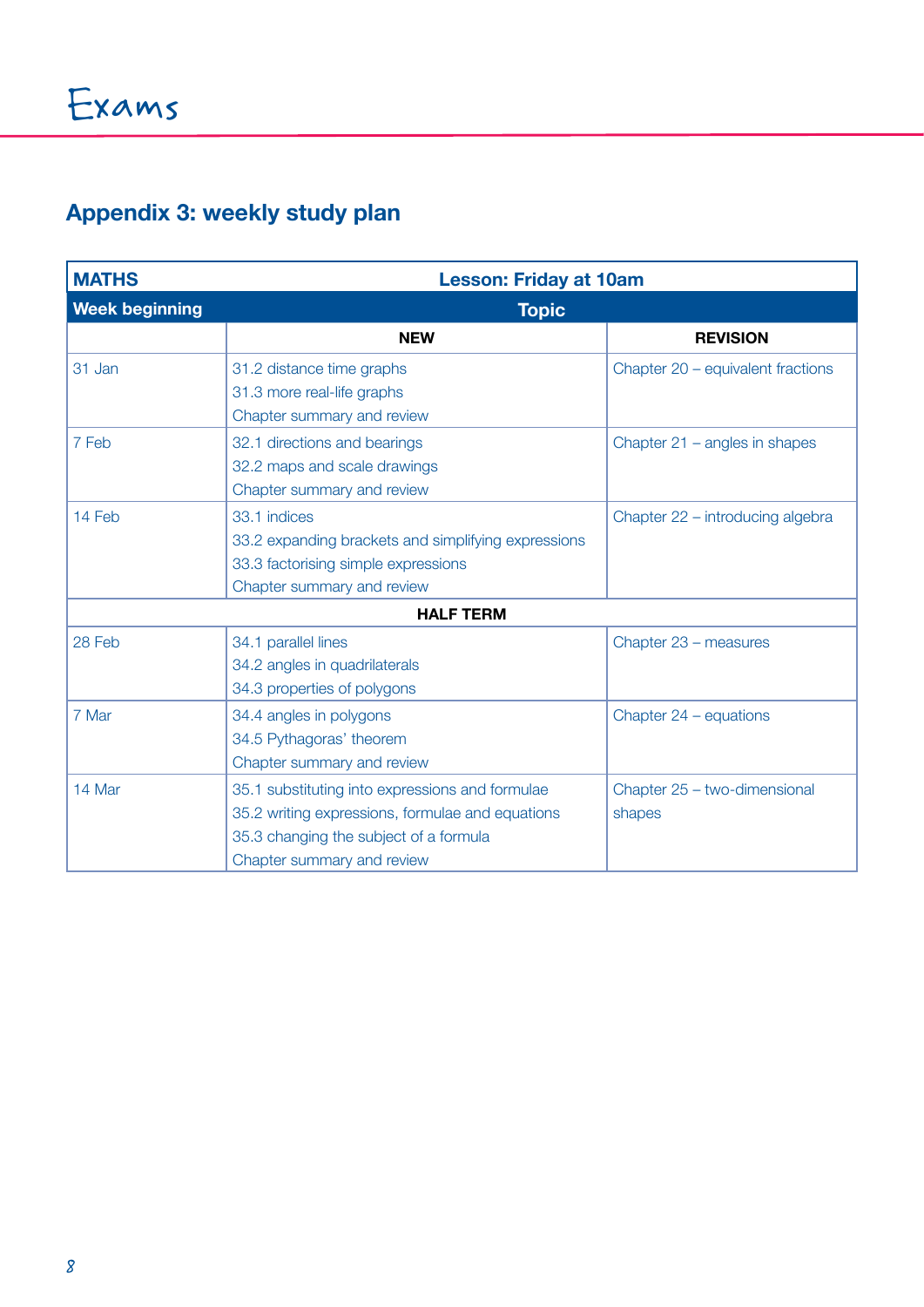# Exams

## Appendix 3: weekly study plan

| MATHS | Lesson: Friday at 10am | |
|---|---|---|
| **Week beginning** | **Topic** | |
| | **NEW** | **REVISION** |
| 31 Jan | 31.2 distance time graphs<br>31.3 more real-life graphs<br>Chapter summary and review | Chapter 20 – equivalent fractions |
| 7 Feb | 32.1 directions and bearings<br>32.2 maps and scale drawings<br>Chapter summary and review | Chapter 21 – angles in shapes |
| 14 Feb | 33.1 indices<br>33.2 expanding brackets and simplifying expressions<br>33.3 factorising simple expressions<br>Chapter summary and review | Chapter 22 – introducing algebra |
| **HALF TERM** | | |
| 28 Feb | 34.1 parallel lines<br>34.2 angles in quadrilaterals<br>34.3 properties of polygons | Chapter 23 – measures |
| 7 Mar | 34.4 angles in polygons<br>34.5 Pythagoras' theorem<br>Chapter summary and review | Chapter 24 – equations |
| 14 Mar | 35.1 substituting into expressions and formulae<br>35.2 writing expressions, formulae and equations<br>35.3 changing the subject of a formula<br>Chapter summary and review | Chapter 25 – two-dimensional shapes |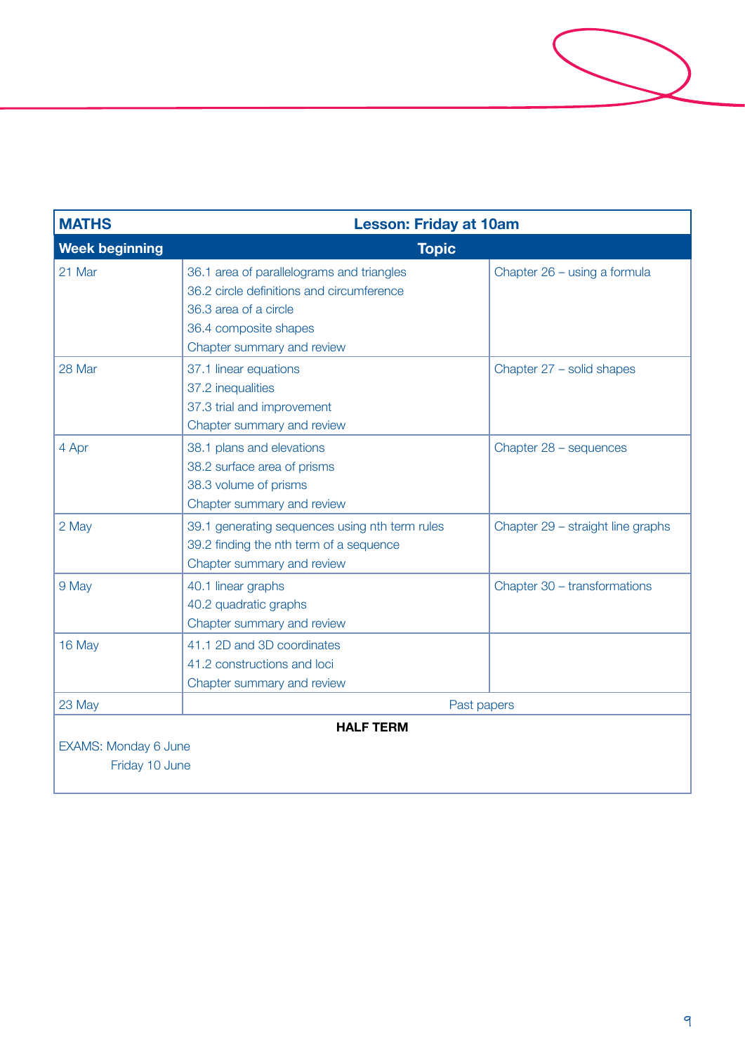| MATHS | Lesson: Friday at 10am | |
|---|---|---|
| **Week beginning** | **Topic** | |
| 21 Mar | 36.1 area of parallelograms and triangles<br>36.2 circle definitions and circumference<br>36.3 area of a circle<br>36.4 composite shapes<br>Chapter summary and review | Chapter 26 – using a formula |
| 28 Mar | 37.1 linear equations<br>37.2 inequalities<br>37.3 trial and improvement<br>Chapter summary and review | Chapter 27 – solid shapes |
| 4 Apr | 38.1 plans and elevations<br>38.2 surface area of prisms<br>38.3 volume of prisms<br>Chapter summary and review | Chapter 28 – sequences |
| 2 May | 39.1 generating sequences using nth term rules<br>39.2 finding the nth term of a sequence<br>Chapter summary and review | Chapter 29 – straight line graphs |
| 9 May | 40.1 linear graphs<br>40.2 quadratic graphs<br>Chapter summary and review | Chapter 30 – transformations |
| 16 May | 41.1 2D and 3D coordinates<br>41.2 constructions and loci<br>Chapter summary and review | |
| 23 May | Past papers | |

**HALF TERM**

EXAMS: Monday 6 June
Friday 10 June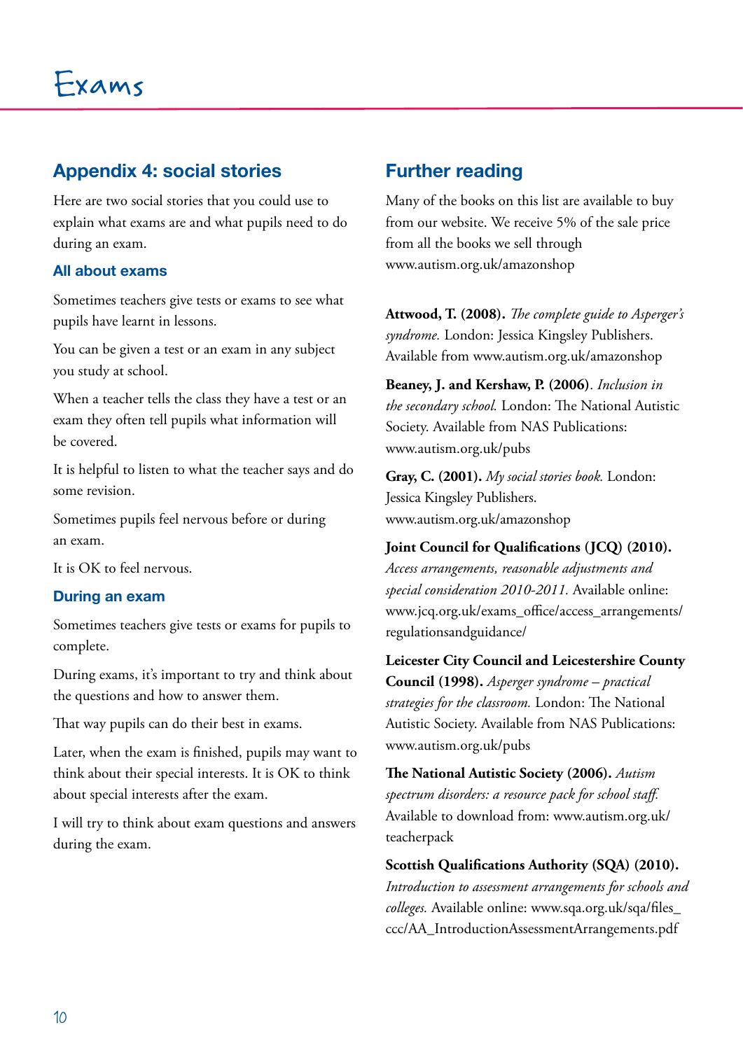## Appendix 4: social stories

Here are two social stories that you could use to explain what exams are and what pupils need to do during an exam.

### All about exams

Sometimes teachers give tests or exams to see what pupils have learnt in lessons.

You can be given a test or an exam in any subject you study at school.

When a teacher tells the class they have a test or an exam they often tell pupils what information will be covered.

It is helpful to listen to what the teacher says and do some revision.

Sometimes pupils feel nervous before or during an exam.

It is OK to feel nervous.

### During an exam

Sometimes teachers give tests or exams for pupils to complete.

During exams, it's important to try and think about the questions and how to answer them.

That way pupils can do their best in exams.

Later, when the exam is finished, pupils may want to think about their special interests. It is OK to think about special interests after the exam.

I will try to think about exam questions and answers during the exam.

## Further reading

Many of the books on this list are available to buy from our website. We receive 5% of the sale price from all the books we sell through www.autism.org.uk/amazonshop

**Attwood, T. (2008).** *The complete guide to Asperger's syndrome.* London: Jessica Kingsley Publishers. Available from www.autism.org.uk/amazonshop

**Beaney, J. and Kershaw, P. (2006)**. *Inclusion in the secondary school.* London: The National Autistic Society. Available from NAS Publications: www.autism.org.uk/pubs

**Gray, C. (2001).** *My social stories book.* London: Jessica Kingsley Publishers. www.autism.org.uk/amazonshop

**Joint Council for Qualifications (JCQ) (2010).** *Access arrangements, reasonable adjustments and special consideration 2010-2011.* Available online: www.jcq.org.uk/exams_office/access_arrangements/regulationsandguidance/

**Leicester City Council and Leicestershire County Council (1998).** *Asperger syndrome – practical strategies for the classroom.* London: The National Autistic Society. Available from NAS Publications: www.autism.org.uk/pubs

**The National Autistic Society (2006).** *Autism spectrum disorders: a resource pack for school staff.* Available to download from: www.autism.org.uk/teacherpack

**Scottish Qualifications Authority (SQA) (2010).** *Introduction to assessment arrangements for schools and colleges.* Available online: www.sqa.org.uk/sqa/files_ccc/AA_IntroductionAssessmentArrangements.pdf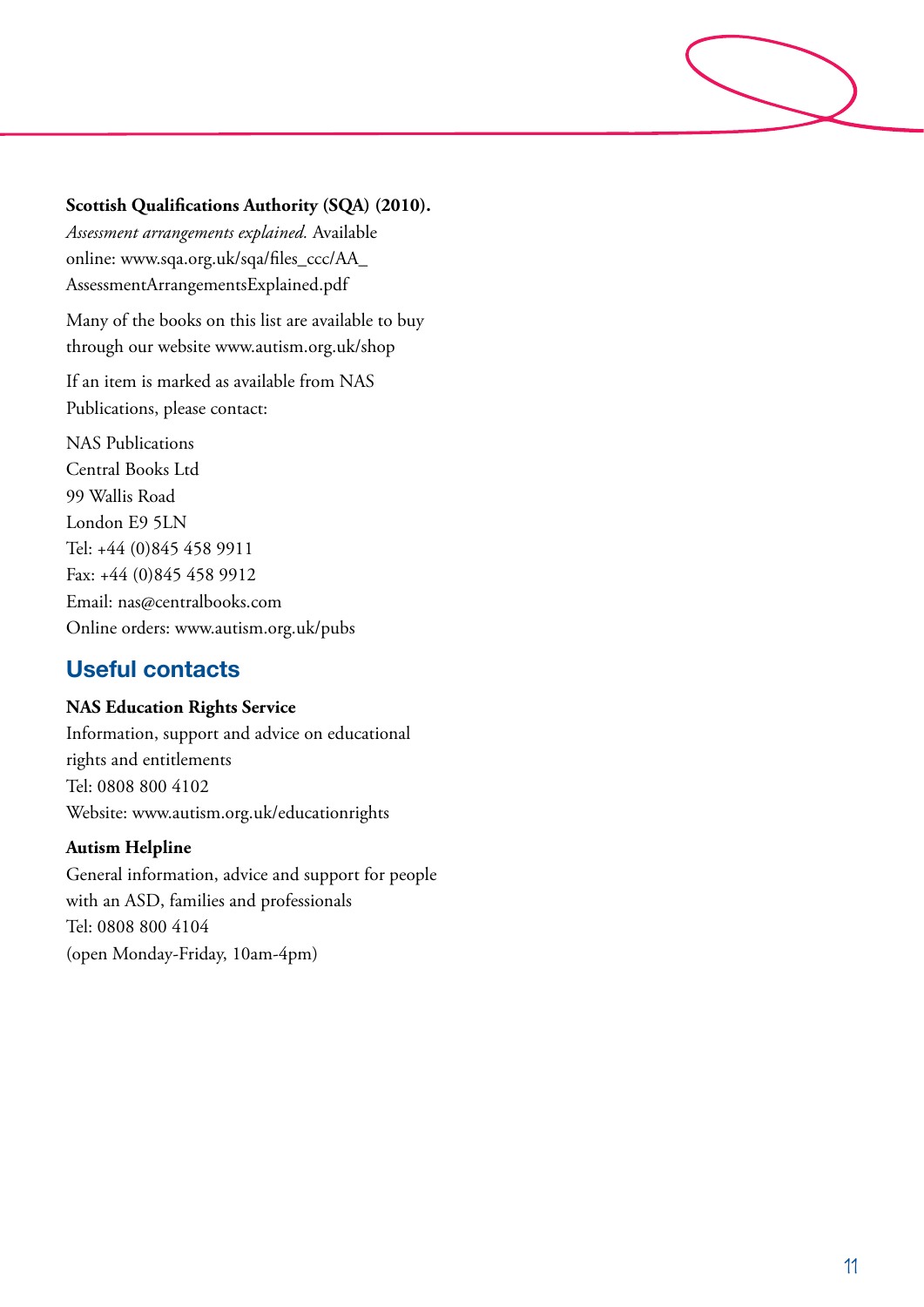**Scottish Qualifications Authority (SQA) (2010).** *Assessment arrangements explained.* Available online: www.sqa.org.uk/sqa/files_ccc/AA_AssessmentArrangementsExplained.pdf

Many of the books on this list are available to buy through our website www.autism.org.uk/shop

If an item is marked as available from NAS Publications, please contact:

NAS Publications
Central Books Ltd
99 Wallis Road
London E9 5LN
Tel: +44 (0)845 458 9911
Fax: +44 (0)845 458 9912
Email: nas@centralbooks.com
Online orders: www.autism.org.uk/pubs

## Useful contacts

**NAS Education Rights Service**
Information, support and advice on educational rights and entitlements
Tel: 0808 800 4102
Website: www.autism.org.uk/educationrights

**Autism Helpline**
General information, advice and support for people with an ASD, families and professionals
Tel: 0808 800 4104
(open Monday-Friday, 10am-4pm)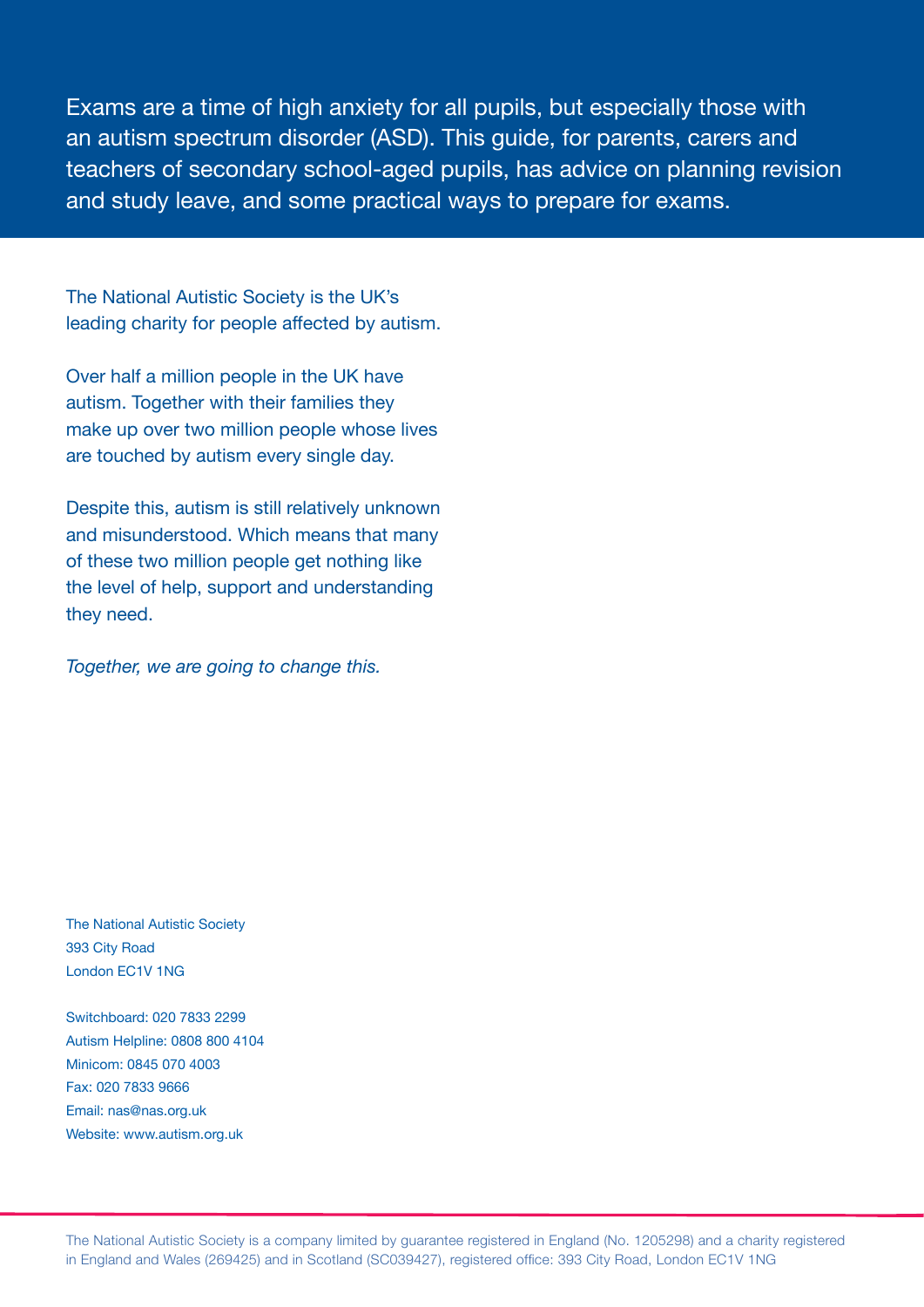Exams are a time of high anxiety for all pupils, but especially those with an autism spectrum disorder (ASD). This guide, for parents, carers and teachers of secondary school-aged pupils, has advice on planning revision and study leave, and some practical ways to prepare for exams.

The National Autistic Society is the UK's leading charity for people affected by autism.

Over half a million people in the UK have autism. Together with their families they make up over two million people whose lives are touched by autism every single day.

Despite this, autism is still relatively unknown and misunderstood. Which means that many of these two million people get nothing like the level of help, support and understanding they need.

*Together, we are going to change this.*

The National Autistic Society
393 City Road
London EC1V 1NG

Switchboard: 020 7833 2299
Autism Helpline: 0808 800 4104
Minicom: 0845 070 4003
Fax: 020 7833 9666
Email: nas@nas.org.uk
Website: www.autism.org.uk

The National Autistic Society is a company limited by guarantee registered in England (No. 1205298) and a charity registered in England and Wales (269425) and in Scotland (SC039427), registered office: 393 City Road, London EC1V 1NG